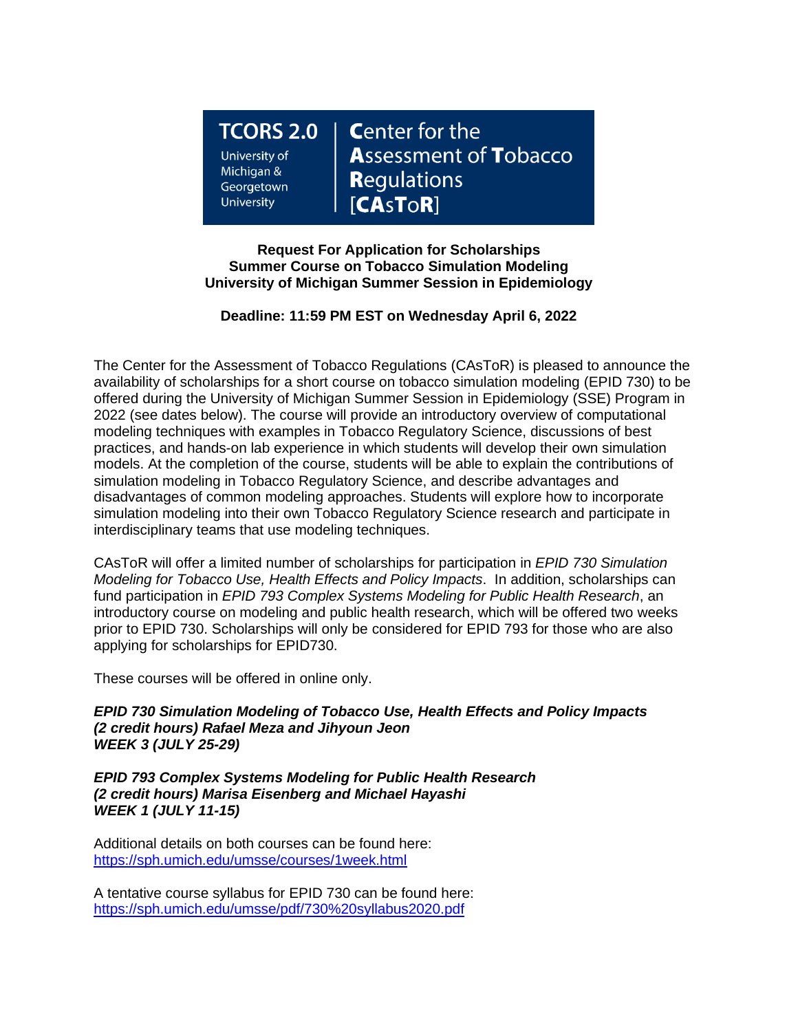TCORS 2.0

University of Michigan & Georgetown University

**C**enter for the **A**ssessment of **T**obacco **R**egulations [**CA**s**T**o**R**]

**Request For Application for Scholarships**
**Summer Course on Tobacco Simulation Modeling**
**University of Michigan Summer Session in Epidemiology**

**Deadline: 11:59 PM EST on Wednesday April 6, 2022**

The Center for the Assessment of Tobacco Regulations (CAsToR) is pleased to announce the availability of scholarships for a short course on tobacco simulation modeling (EPID 730) to be offered during the University of Michigan Summer Session in Epidemiology (SSE) Program in 2022 (see dates below). The course will provide an introductory overview of computational modeling techniques with examples in Tobacco Regulatory Science, discussions of best practices, and hands-on lab experience in which students will develop their own simulation models. At the completion of the course, students will be able to explain the contributions of simulation modeling in Tobacco Regulatory Science, and describe advantages and disadvantages of common modeling approaches. Students will explore how to incorporate simulation modeling into their own Tobacco Regulatory Science research and participate in interdisciplinary teams that use modeling techniques.

CAsToR will offer a limited number of scholarships for participation in *EPID 730 Simulation Modeling for Tobacco Use, Health Effects and Policy Impacts*. In addition, scholarships can fund participation in *EPID 793 Complex Systems Modeling for Public Health Research*, an introductory course on modeling and public health research, which will be offered two weeks prior to EPID 730. Scholarships will only be considered for EPID 793 for those who are also applying for scholarships for EPID730.

These courses will be offered in online only.

***EPID 730 Simulation Modeling of Tobacco Use, Health Effects and Policy Impacts***
***(2 credit hours) Rafael Meza and Jihyoun Jeon***
***WEEK 3 (JULY 25-29)***

***EPID 793 Complex Systems Modeling for Public Health Research***
***(2 credit hours) Marisa Eisenberg and Michael Hayashi***
***WEEK 1 (JULY 11-15)***

Additional details on both courses can be found here:
https://sph.umich.edu/umsse/courses/1week.html

A tentative course syllabus for EPID 730 can be found here:
https://sph.umich.edu/umsse/pdf/730%20syllabus2020.pdf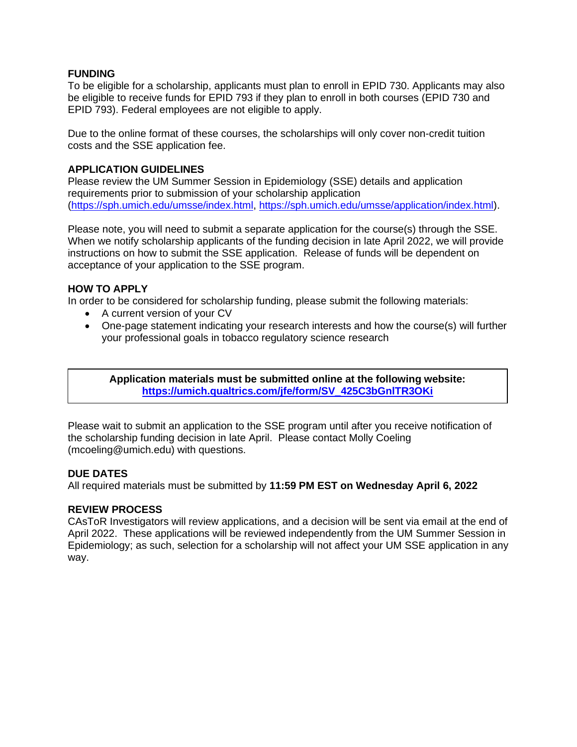## FUNDING

To be eligible for a scholarship, applicants must plan to enroll in EPID 730. Applicants may also be eligible to receive funds for EPID 793 if they plan to enroll in both courses (EPID 730 and EPID 793). Federal employees are not eligible to apply.

Due to the online format of these courses, the scholarships will only cover non-credit tuition costs and the SSE application fee.

## APPLICATION GUIDELINES

Please review the UM Summer Session in Epidemiology (SSE) details and application requirements prior to submission of your scholarship application (https://sph.umich.edu/umsse/index.html, https://sph.umich.edu/umsse/application/index.html).

Please note, you will need to submit a separate application for the course(s) through the SSE. When we notify scholarship applicants of the funding decision in late April 2022, we will provide instructions on how to submit the SSE application. Release of funds will be dependent on acceptance of your application to the SSE program.

## HOW TO APPLY

In order to be considered for scholarship funding, please submit the following materials:

- A current version of your CV
- One-page statement indicating your research interests and how the course(s) will further your professional goals in tobacco regulatory science research

**Application materials must be submitted online at the following website:**
**https://umich.qualtrics.com/jfe/form/SV_425C3bGnlTR3OKi**

Please wait to submit an application to the SSE program until after you receive notification of the scholarship funding decision in late April. Please contact Molly Coeling (mcoeling@umich.edu) with questions.

## DUE DATES

All required materials must be submitted by **11:59 PM EST on Wednesday April 6, 2022**

## REVIEW PROCESS

CAsToR Investigators will review applications, and a decision will be sent via email at the end of April 2022. These applications will be reviewed independently from the UM Summer Session in Epidemiology; as such, selection for a scholarship will not affect your UM SSE application in any way.